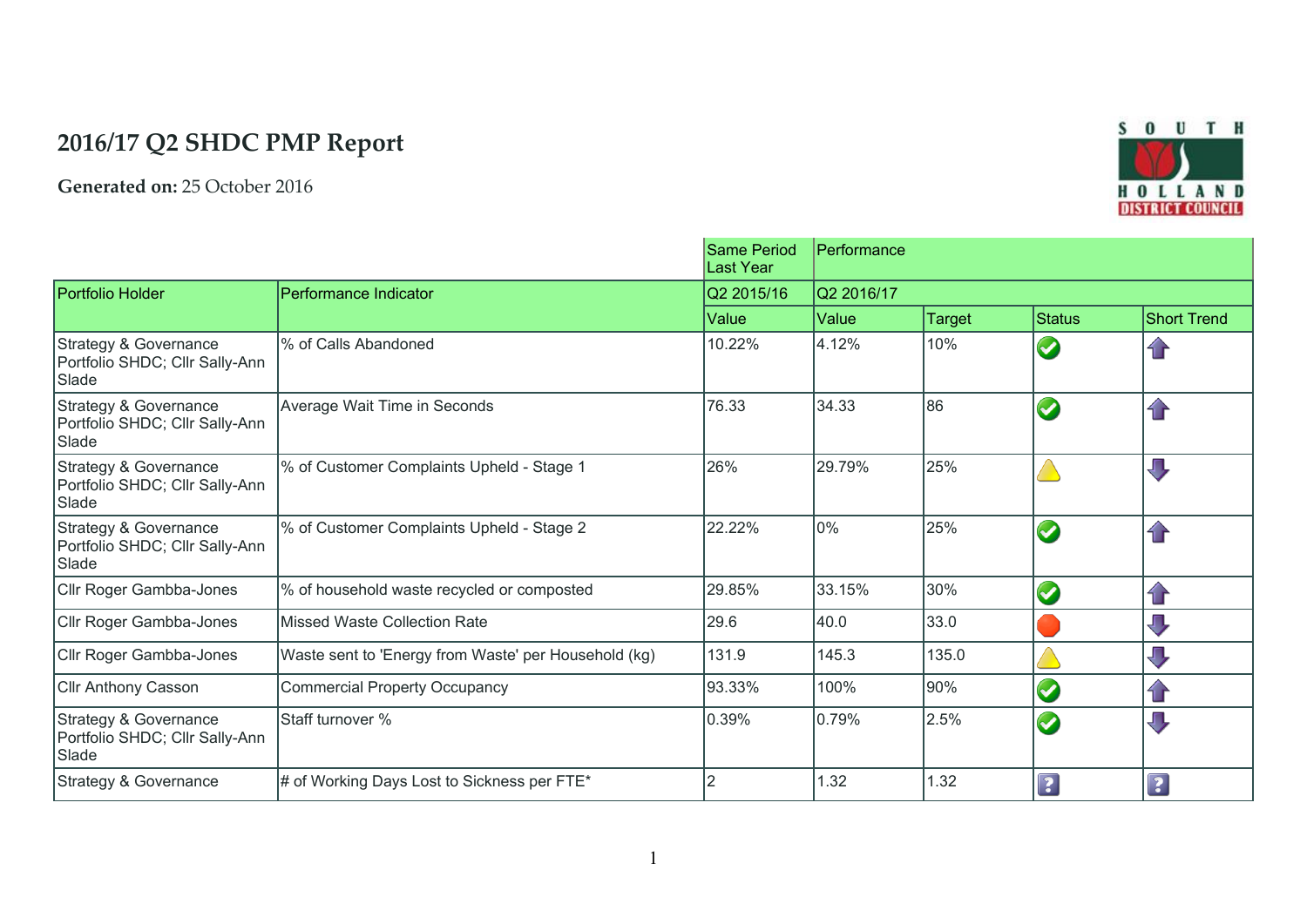# 2016/17 Q2 SHDC PMP Report

**Generated on:** 25 October 2016

| | | Same Period Last Year | Performance | | | |
|---|---|---|---|---|---|---|
| Portfolio Holder | Performance Indicator | Q2 2015/16 | Q2 2016/17 | | | |
| | | Value | Value | Target | Status | Short Trend |
| Strategy & Governance Portfolio SHDC; Cllr Sally-Ann Slade | % of Calls Abandoned | 10.22% | 4.12% | 10% | | |
| Strategy & Governance Portfolio SHDC; Cllr Sally-Ann Slade | Average Wait Time in Seconds | 76.33 | 34.33 | 86 | | |
| Strategy & Governance Portfolio SHDC; Cllr Sally-Ann Slade | % of Customer Complaints Upheld - Stage 1 | 26% | 29.79% | 25% | | |
| Strategy & Governance Portfolio SHDC; Cllr Sally-Ann Slade | % of Customer Complaints Upheld - Stage 2 | 22.22% | 0% | 25% | | |
| Cllr Roger Gambba-Jones | % of household waste recycled or composted | 29.85% | 33.15% | 30% | | |
| Cllr Roger Gambba-Jones | Missed Waste Collection Rate | 29.6 | 40.0 | 33.0 | | |
| Cllr Roger Gambba-Jones | Waste sent to 'Energy from Waste' per Household (kg) | 131.9 | 145.3 | 135.0 | | |
| Cllr Anthony Casson | Commercial Property Occupancy | 93.33% | 100% | 90% | | |
| Strategy & Governance Portfolio SHDC; Cllr Sally-Ann Slade | Staff turnover % | 0.39% | 0.79% | 2.5% | | |
| Strategy & Governance | # of Working Days Lost to Sickness per FTE* | 2 | 1.32 | 1.32 | | |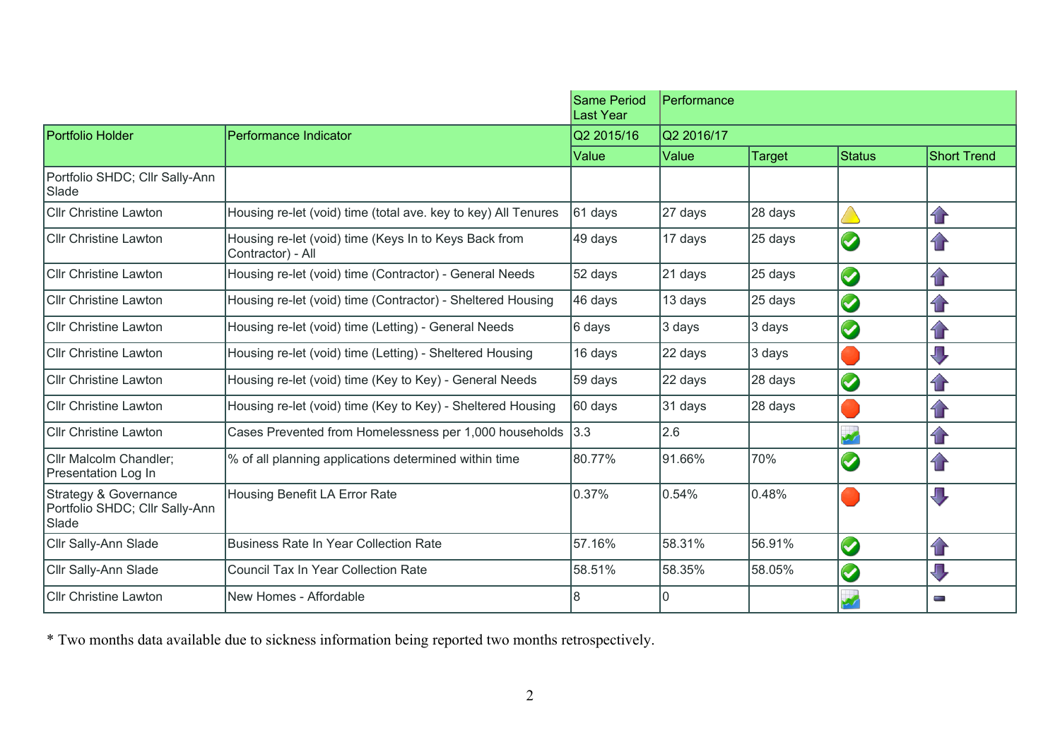| | | Same Period Last Year | Performance | | | |
|---|---|---|---|---|---|---|
| Portfolio Holder | Performance Indicator | Q2 2015/16 | Q2 2016/17 | | | |
| | | Value | Value | Target | Status | Short Trend |
| Portfolio SHDC; Cllr Sally-Ann Slade | | | | | | |
| Cllr Christine Lawton | Housing re-let (void) time (total ave. key to key) All Tenures | 61 days | 27 days | 28 days | | |
| Cllr Christine Lawton | Housing re-let (void) time (Keys In to Keys Back from Contractor) - All | 49 days | 17 days | 25 days | | |
| Cllr Christine Lawton | Housing re-let (void) time (Contractor) - General Needs | 52 days | 21 days | 25 days | | |
| Cllr Christine Lawton | Housing re-let (void) time (Contractor) - Sheltered Housing | 46 days | 13 days | 25 days | | |
| Cllr Christine Lawton | Housing re-let (void) time (Letting) - General Needs | 6 days | 3 days | 3 days | | |
| Cllr Christine Lawton | Housing re-let (void) time (Letting) - Sheltered Housing | 16 days | 22 days | 3 days | | |
| Cllr Christine Lawton | Housing re-let (void) time (Key to Key) - General Needs | 59 days | 22 days | 28 days | | |
| Cllr Christine Lawton | Housing re-let (void) time (Key to Key) - Sheltered Housing | 60 days | 31 days | 28 days | | |
| Cllr Christine Lawton | Cases Prevented from Homelessness per 1,000 households | 3.3 | 2.6 | | | |
| Cllr Malcolm Chandler; Presentation Log In | % of all planning applications determined within time | 80.77% | 91.66% | 70% | | |
| Strategy & Governance Portfolio SHDC; Cllr Sally-Ann Slade | Housing Benefit LA Error Rate | 0.37% | 0.54% | 0.48% | | |
| Cllr Sally-Ann Slade | Business Rate In Year Collection Rate | 57.16% | 58.31% | 56.91% | | |
| Cllr Sally-Ann Slade | Council Tax In Year Collection Rate | 58.51% | 58.35% | 58.05% | | |
| Cllr Christine Lawton | New Homes - Affordable | 8 | 0 | | | |

* Two months data available due to sickness information being reported two months retrospectively.